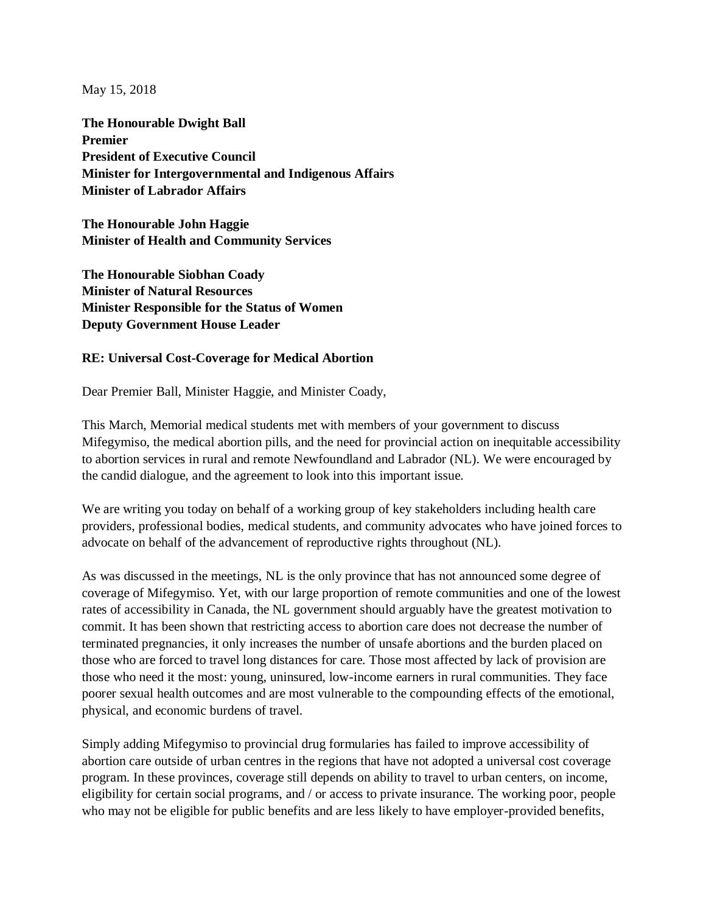May 15, 2018

**The Honourable Dwight Ball**
**Premier**
**President of Executive Council**
**Minister for Intergovernmental and Indigenous Affairs**
**Minister of Labrador Affairs**

**The Honourable John Haggie**
**Minister of Health and Community Services**

**The Honourable Siobhan Coady**
**Minister of Natural Resources**
**Minister Responsible for the Status of Women**
**Deputy Government House Leader**

**RE: Universal Cost-Coverage for Medical Abortion**

Dear Premier Ball, Minister Haggie, and Minister Coady,

This March, Memorial medical students met with members of your government to discuss Mifegymiso, the medical abortion pills, and the need for provincial action on inequitable accessibility to abortion services in rural and remote Newfoundland and Labrador (NL). We were encouraged by the candid dialogue, and the agreement to look into this important issue.

We are writing you today on behalf of a working group of key stakeholders including health care providers, professional bodies, medical students, and community advocates who have joined forces to advocate on behalf of the advancement of reproductive rights throughout (NL).

As was discussed in the meetings, NL is the only province that has not announced some degree of coverage of Mifegymiso. Yet, with our large proportion of remote communities and one of the lowest rates of accessibility in Canada, the NL government should arguably have the greatest motivation to commit. It has been shown that restricting access to abortion care does not decrease the number of terminated pregnancies, it only increases the number of unsafe abortions and the burden placed on those who are forced to travel long distances for care. Those most affected by lack of provision are those who need it the most: young, uninsured, low-income earners in rural communities. They face poorer sexual health outcomes and are most vulnerable to the compounding effects of the emotional, physical, and economic burdens of travel.

Simply adding Mifegymiso to provincial drug formularies has failed to improve accessibility of abortion care outside of urban centres in the regions that have not adopted a universal cost coverage program. In these provinces, coverage still depends on ability to travel to urban centers, on income, eligibility for certain social programs, and / or access to private insurance. The working poor, people who may not be eligible for public benefits and are less likely to have employer-provided benefits,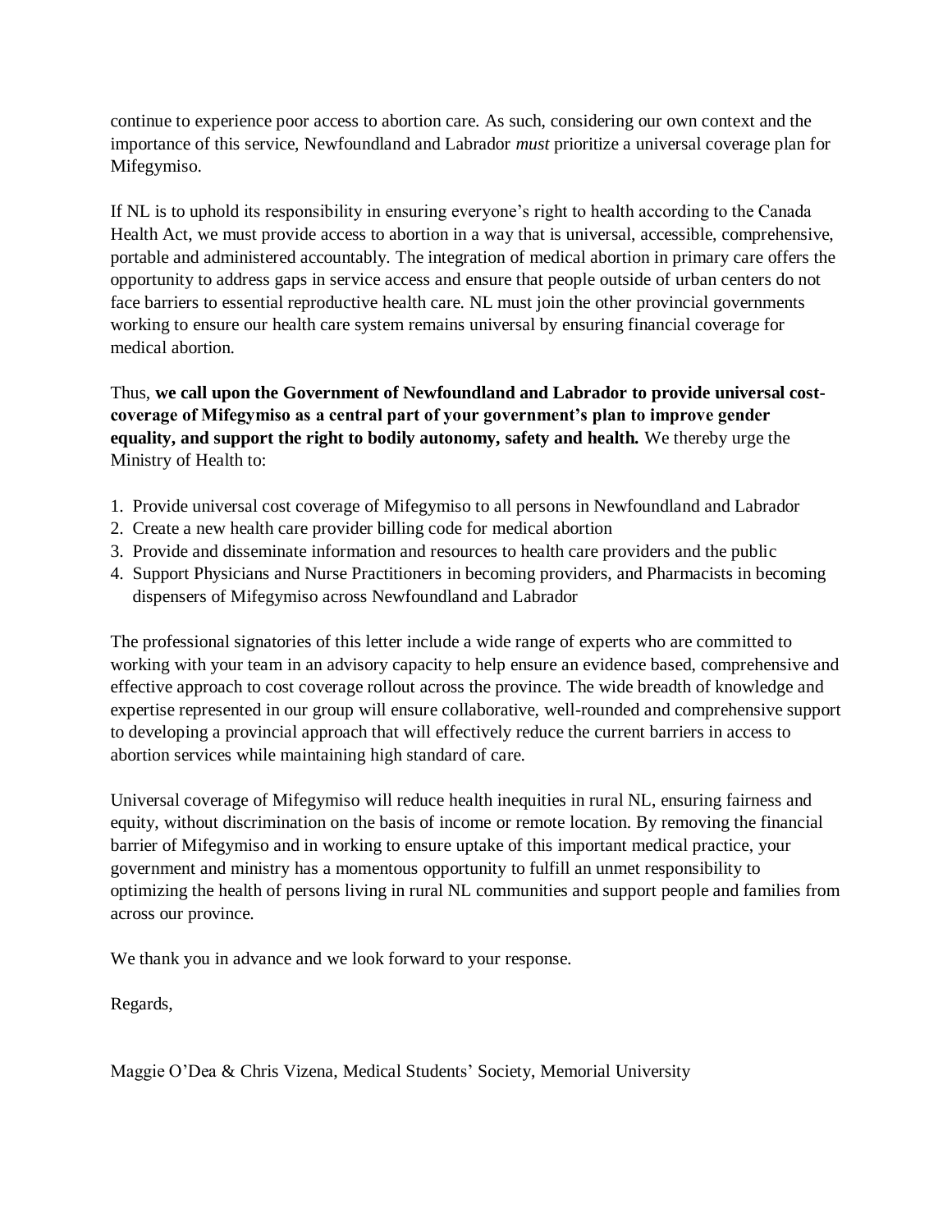continue to experience poor access to abortion care. As such, considering our own context and the importance of this service, Newfoundland and Labrador *must* prioritize a universal coverage plan for Mifegymiso.

If NL is to uphold its responsibility in ensuring everyone's right to health according to the Canada Health Act, we must provide access to abortion in a way that is universal, accessible, comprehensive, portable and administered accountably. The integration of medical abortion in primary care offers the opportunity to address gaps in service access and ensure that people outside of urban centers do not face barriers to essential reproductive health care. NL must join the other provincial governments working to ensure our health care system remains universal by ensuring financial coverage for medical abortion.

Thus, **we call upon the Government of Newfoundland and Labrador to provide universal cost-coverage of Mifegymiso as a central part of your government's plan to improve gender equality, and support the right to bodily autonomy, safety and health.** We thereby urge the Ministry of Health to:

1. Provide universal cost coverage of Mifegymiso to all persons in Newfoundland and Labrador
2. Create a new health care provider billing code for medical abortion
3. Provide and disseminate information and resources to health care providers and the public
4. Support Physicians and Nurse Practitioners in becoming providers, and Pharmacists in becoming dispensers of Mifegymiso across Newfoundland and Labrador

The professional signatories of this letter include a wide range of experts who are committed to working with your team in an advisory capacity to help ensure an evidence based, comprehensive and effective approach to cost coverage rollout across the province. The wide breadth of knowledge and expertise represented in our group will ensure collaborative, well-rounded and comprehensive support to developing a provincial approach that will effectively reduce the current barriers in access to abortion services while maintaining high standard of care.

Universal coverage of Mifegymiso will reduce health inequities in rural NL, ensuring fairness and equity, without discrimination on the basis of income or remote location. By removing the financial barrier of Mifegymiso and in working to ensure uptake of this important medical practice, your government and ministry has a momentous opportunity to fulfill an unmet responsibility to optimizing the health of persons living in rural NL communities and support people and families from across our province.

We thank you in advance and we look forward to your response.

Regards,

Maggie O'Dea & Chris Vizena, Medical Students' Society, Memorial University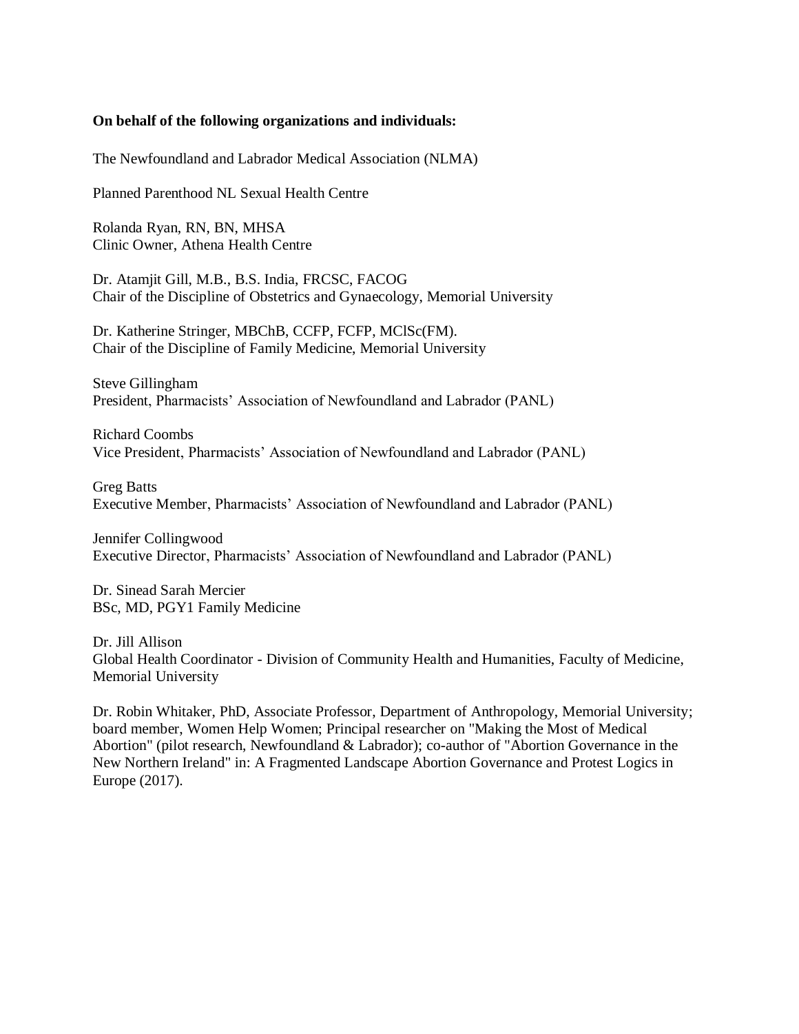**On behalf of the following organizations and individuals:**

The Newfoundland and Labrador Medical Association (NLMA)

Planned Parenthood NL Sexual Health Centre

Rolanda Ryan, RN, BN, MHSA
Clinic Owner, Athena Health Centre

Dr. Atamjit Gill, M.B., B.S. India, FRCSC, FACOG
Chair of the Discipline of Obstetrics and Gynaecology, Memorial University

Dr. Katherine Stringer, MBChB, CCFP, FCFP, MClSc(FM).
Chair of the Discipline of Family Medicine, Memorial University

Steve Gillingham
President, Pharmacists' Association of Newfoundland and Labrador (PANL)

Richard Coombs
Vice President, Pharmacists' Association of Newfoundland and Labrador (PANL)

Greg Batts
Executive Member, Pharmacists' Association of Newfoundland and Labrador (PANL)

Jennifer Collingwood
Executive Director, Pharmacists' Association of Newfoundland and Labrador (PANL)

Dr. Sinead Sarah Mercier
BSc, MD, PGY1 Family Medicine

Dr. Jill Allison
Global Health Coordinator - Division of Community Health and Humanities, Faculty of Medicine, Memorial University

Dr. Robin Whitaker, PhD, Associate Professor, Department of Anthropology, Memorial University; board member, Women Help Women; Principal researcher on "Making the Most of Medical Abortion" (pilot research, Newfoundland & Labrador); co-author of "Abortion Governance in the New Northern Ireland" in: A Fragmented Landscape Abortion Governance and Protest Logics in Europe (2017).